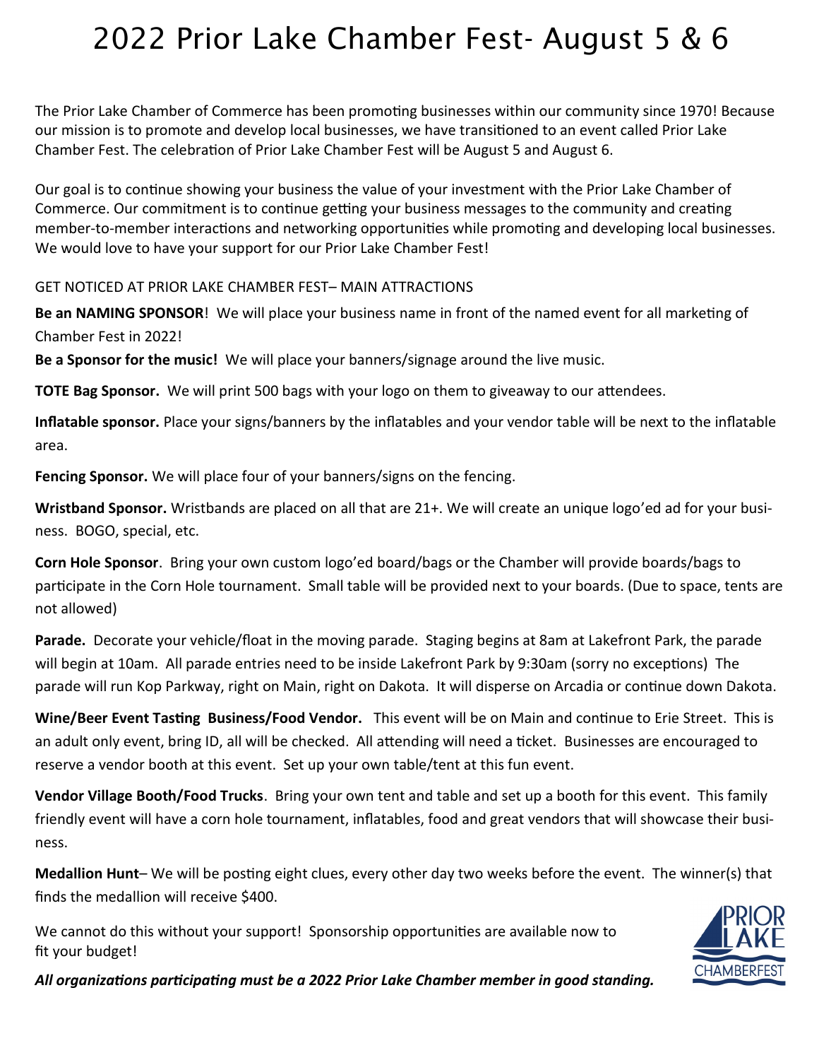# 2022 Prior Lake Chamber Fest- August 5 & 6

The Prior Lake Chamber of Commerce has been promoting businesses within our community since 1970! Because our mission is to promote and develop local businesses, we have transitioned to an event called Prior Lake Chamber Fest. The celebration of Prior Lake Chamber Fest will be August 5 and August 6.

Our goal is to continue showing your business the value of your investment with the Prior Lake Chamber of Commerce. Our commitment is to continue getting your business messages to the community and creating member-to-member interactions and networking opportunities while promoting and developing local businesses. We would love to have your support for our Prior Lake Chamber Fest!

GET NOTICED AT PRIOR LAKE CHAMBER FEST– MAIN ATTRACTIONS

**Be an NAMING SPONSOR**! We will place your business name in front of the named event for all marketing of Chamber Fest in 2022!

**Be a Sponsor for the music!** We will place your banners/signage around the live music.

**TOTE Bag Sponsor.** We will print 500 bags with your logo on them to giveaway to our attendees.

**Inflatable sponsor.** Place your signs/banners by the inflatables and your vendor table will be next to the inflatable area.

**Fencing Sponsor.** We will place four of your banners/signs on the fencing.

**Wristband Sponsor.** Wristbands are placed on all that are 21+. We will create an unique logo'ed ad for your business. BOGO, special, etc.

**Corn Hole Sponsor**. Bring your own custom logo'ed board/bags or the Chamber will provide boards/bags to participate in the Corn Hole tournament. Small table will be provided next to your boards. (Due to space, tents are not allowed)

**Parade.** Decorate your vehicle/float in the moving parade. Staging begins at 8am at Lakefront Park, the parade will begin at 10am. All parade entries need to be inside Lakefront Park by 9:30am (sorry no exceptions) The parade will run Kop Parkway, right on Main, right on Dakota. It will disperse on Arcadia or continue down Dakota.

**Wine/Beer Event Tasting Business/Food Vendor.** This event will be on Main and continue to Erie Street. This is an adult only event, bring ID, all will be checked. All attending will need a ticket. Businesses are encouraged to reserve a vendor booth at this event. Set up your own table/tent at this fun event.

**Vendor Village Booth/Food Trucks**. Bring your own tent and table and set up a booth for this event. This family friendly event will have a corn hole tournament, inflatables, food and great vendors that will showcase their business.

**Medallion Hunt**– We will be posting eight clues, every other day two weeks before the event. The winner(s) that finds the medallion will receive $400.

We cannot do this without your support! Sponsorship opportunities are available now to fit your budget!

***All organizations participating must be a 2022 Prior Lake Chamber member in good standing.***

PRIOR LAKE CHAMBERFEST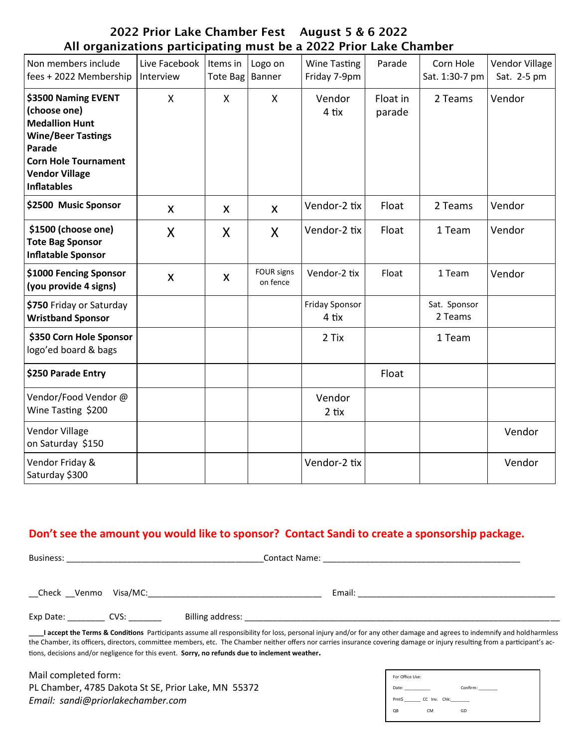# 2022 Prior Lake Chamber Fest August 5 & 6 2022

## All organizations participating must be a 2022 Prior Lake Chamber

| Non members include fees + 2022 Membership | Live Facebook Interview | Items in Tote Bag | Logo on Banner | Wine Tasting Friday 7-9pm | Parade | Corn Hole Sat. 1:30-7 pm | Vendor Village Sat. 2-5 pm |
|---|---|---|---|---|---|---|---|
| **$3500 Naming EVENT (choose one) Medallion Hunt Wine/Beer Tastings Parade Corn Hole Tournament Vendor Village Inflatables** | X | X | X | Vendor 4 tix | Float in parade | 2 Teams | Vendor |
| **$2500 Music Sponsor** | x | x | x | Vendor-2 tix | Float | 2 Teams | Vendor |
| **$1500 (choose one) Tote Bag Sponsor Inflatable Sponsor** | X | X | X | Vendor-2 tix | Float | 1 Team | Vendor |
| **$1000 Fencing Sponsor (you provide 4 signs)** | x | x | FOUR signs on fence | Vendor-2 tix | Float | 1 Team | Vendor |
| **$750** Friday or Saturday **Wristband Sponsor** | | | | Friday Sponsor 4 tix | | Sat. Sponsor 2 Teams | |
| **$350 Corn Hole Sponsor** logo'ed board & bags | | | | 2 Tix | | 1 Team | |
| **$250 Parade Entry** | | | | | Float | | |
| Vendor/Food Vendor @ Wine Tasting $200 | | | | Vendor 2 tix | | | |
| Vendor Village on Saturday $150 | | | | | | | Vendor |
| Vendor Friday & Saturday $300 | | | | Vendor-2 tix | | | Vendor |

**Don't see the amount you would like to sponsor? Contact Sandi to create a sponsorship package.**

Business: ________________________________________ Contact Name: ________________________________________

__Check __Venmo Visa/MC:____________________________________ Email: ____________________________________________

Exp Date: ________ CVS: _______ Billing address: ____________________________________________________________________

**____I accept the Terms & Conditions** Participants assume all responsibility for loss, personal injury and/or for any other damage and agrees to indemnify and holdharmless the Chamber, its officers, directors, committee members, etc. The Chamber neither offers nor carries insurance covering damage or injury resulting from a participant's actions, decisions and/or negligence for this event. **Sorry, no refunds due to inclement weather.**

Mail completed form:
PL Chamber, 4785 Dakota St SE, Prior Lake, MN 55372
*Email: sandi@priorlakechamber.com*

For Office Use:
Date: __________ Confirm: _______
Pmt$ ______ CC Inv. Chk:_______
QB CM GD